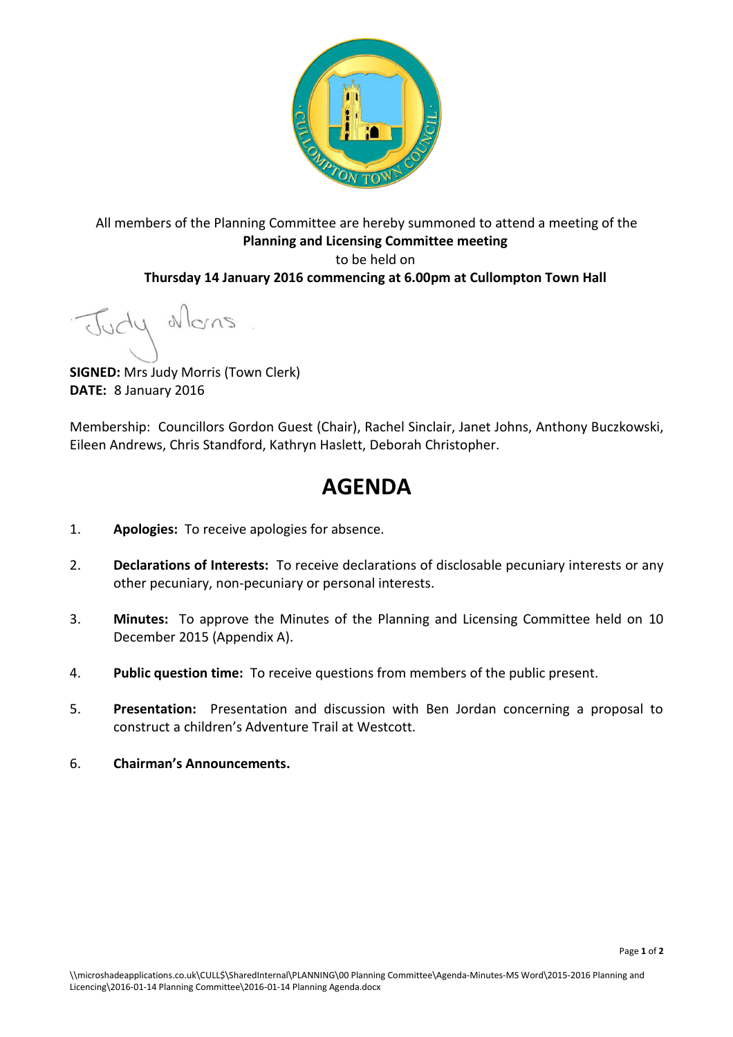All members of the Planning Committee are hereby summoned to attend a meeting of the
**Planning and Licensing Committee meeting**
to be held on
**Thursday 14 January 2016 commencing at 6.00pm at Cullompton Town Hall**

**SIGNED:** Mrs Judy Morris (Town Clerk)
**DATE:** 8 January 2016

Membership: Councillors Gordon Guest (Chair), Rachel Sinclair, Janet Johns, Anthony Buczkowski, Eileen Andrews, Chris Standford, Kathryn Haslett, Deborah Christopher.

# AGENDA

1. **Apologies:** To receive apologies for absence.

2. **Declarations of Interests:** To receive declarations of disclosable pecuniary interests or any other pecuniary, non-pecuniary or personal interests.

3. **Minutes:** To approve the Minutes of the Planning and Licensing Committee held on 10 December 2015 (Appendix A).

4. **Public question time:** To receive questions from members of the public present.

5. **Presentation:** Presentation and discussion with Ben Jordan concerning a proposal to construct a children's Adventure Trail at Westcott.

6. **Chairman's Announcements.**

\\microshadeapplications.co.uk\CULL$\SharedInternal\PLANNING\00 Planning Committee\Agenda-Minutes-MS Word\2015-2016 Planning and Licencing\2016-01-14 Planning Committee\2016-01-14 Planning Agenda.docx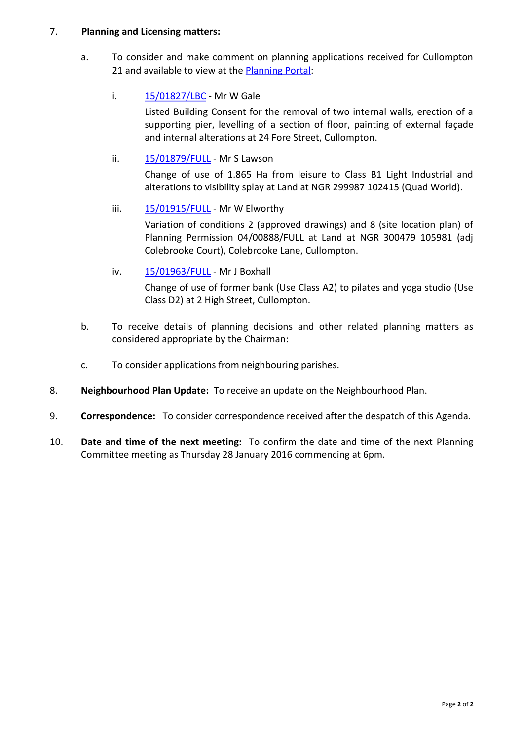7. **Planning and Licensing matters:**

   a. To consider and make comment on planning applications received for Cullompton 21 and available to view at the [Planning Portal]:

      i. [15/01827/LBC] - Mr W Gale

         Listed Building Consent for the removal of two internal walls, erection of a supporting pier, levelling of a section of floor, painting of external façade and internal alterations at 24 Fore Street, Cullompton.

      ii. [15/01879/FULL] - Mr S Lawson

         Change of use of 1.865 Ha from leisure to Class B1 Light Industrial and alterations to visibility splay at Land at NGR 299987 102415 (Quad World).

      iii. [15/01915/FULL] - Mr W Elworthy

         Variation of conditions 2 (approved drawings) and 8 (site location plan) of Planning Permission 04/00888/FULL at Land at NGR 300479 105981 (adj Colebrooke Court), Colebrooke Lane, Cullompton.

      iv. [15/01963/FULL] - Mr J Boxhall

         Change of use of former bank (Use Class A2) to pilates and yoga studio (Use Class D2) at 2 High Street, Cullompton.

   b. To receive details of planning decisions and other related planning matters as considered appropriate by the Chairman:

   c. To consider applications from neighbouring parishes.

8. **Neighbourhood Plan Update:** To receive an update on the Neighbourhood Plan.

9. **Correspondence:** To consider correspondence received after the despatch of this Agenda.

10. **Date and time of the next meeting:** To confirm the date and time of the next Planning Committee meeting as Thursday 28 January 2016 commencing at 6pm.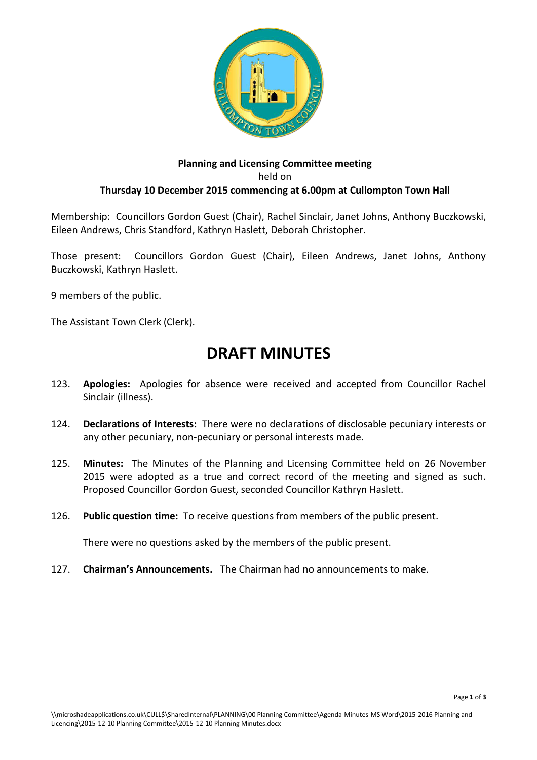**Planning and Licensing Committee meeting**
held on
**Thursday 10 December 2015 commencing at 6.00pm at Cullompton Town Hall**

Membership: Councillors Gordon Guest (Chair), Rachel Sinclair, Janet Johns, Anthony Buczkowski, Eileen Andrews, Chris Standford, Kathryn Haslett, Deborah Christopher.

Those present: Councillors Gordon Guest (Chair), Eileen Andrews, Janet Johns, Anthony Buczkowski, Kathryn Haslett.

9 members of the public.

The Assistant Town Clerk (Clerk).

# DRAFT MINUTES

123. **Apologies:** Apologies for absence were received and accepted from Councillor Rachel Sinclair (illness).

124. **Declarations of Interests:** There were no declarations of disclosable pecuniary interests or any other pecuniary, non-pecuniary or personal interests made.

125. **Minutes:** The Minutes of the Planning and Licensing Committee held on 26 November 2015 were adopted as a true and correct record of the meeting and signed as such. Proposed Councillor Gordon Guest, seconded Councillor Kathryn Haslett.

126. **Public question time:** To receive questions from members of the public present.

     There were no questions asked by the members of the public present.

127. **Chairman's Announcements.** The Chairman had no announcements to make.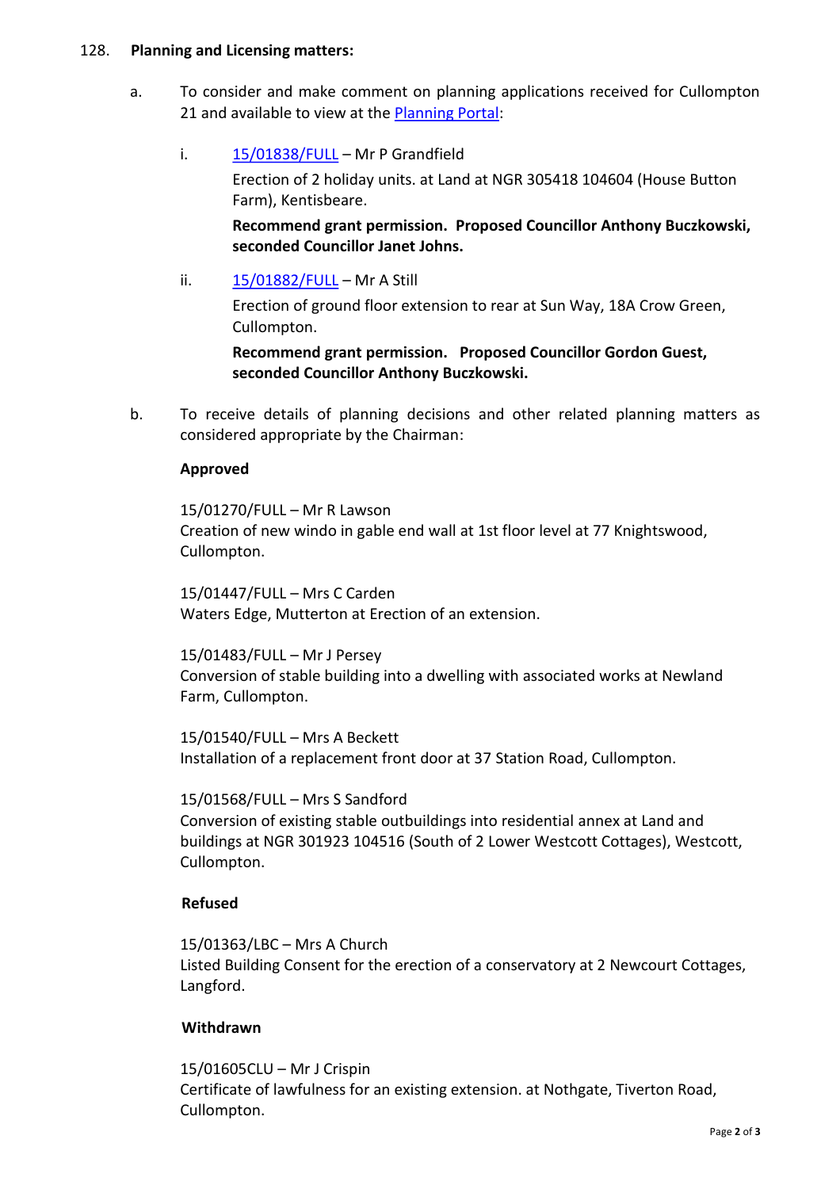128. **Planning and Licensing matters:**

a. To consider and make comment on planning applications received for Cullompton 21 and available to view at the Planning Portal:

i. 15/01838/FULL – Mr P Grandfield
Erection of 2 holiday units. at Land at NGR 305418 104604 (House Button Farm), Kentisbeare.
**Recommend grant permission. Proposed Councillor Anthony Buczkowski, seconded Councillor Janet Johns.**

ii. 15/01882/FULL – Mr A Still
Erection of ground floor extension to rear at Sun Way, 18A Crow Green, Cullompton.
**Recommend grant permission. Proposed Councillor Gordon Guest, seconded Councillor Anthony Buczkowski.**

b. To receive details of planning decisions and other related planning matters as considered appropriate by the Chairman:

**Approved**

15/01270/FULL – Mr R Lawson
Creation of new windo in gable end wall at 1st floor level at 77 Knightswood, Cullompton.

15/01447/FULL – Mrs C Carden
Waters Edge, Mutterton at Erection of an extension.

15/01483/FULL – Mr J Persey
Conversion of stable building into a dwelling with associated works at Newland Farm, Cullompton.

15/01540/FULL – Mrs A Beckett
Installation of a replacement front door at 37 Station Road, Cullompton.

15/01568/FULL – Mrs S Sandford
Conversion of existing stable outbuildings into residential annex at Land and buildings at NGR 301923 104516 (South of 2 Lower Westcott Cottages), Westcott, Cullompton.

**Refused**

15/01363/LBC – Mrs A Church
Listed Building Consent for the erection of a conservatory at 2 Newcourt Cottages, Langford.

**Withdrawn**

15/01605CLU – Mr J Crispin
Certificate of lawfulness for an existing extension. at Nothgate, Tiverton Road, Cullompton.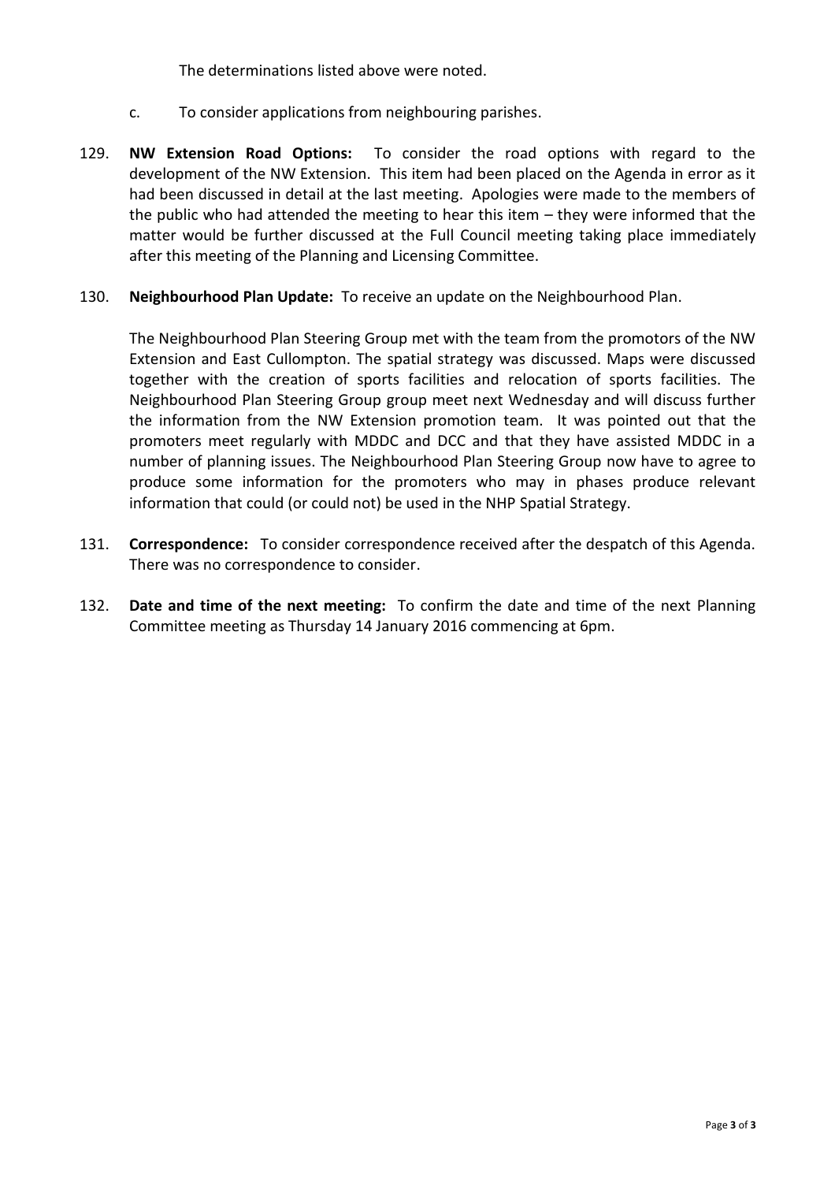The determinations listed above were noted.

c. To consider applications from neighbouring parishes.

129. **NW Extension Road Options:** To consider the road options with regard to the development of the NW Extension. This item had been placed on the Agenda in error as it had been discussed in detail at the last meeting. Apologies were made to the members of the public who had attended the meeting to hear this item – they were informed that the matter would be further discussed at the Full Council meeting taking place immediately after this meeting of the Planning and Licensing Committee.

130. **Neighbourhood Plan Update:** To receive an update on the Neighbourhood Plan.

The Neighbourhood Plan Steering Group met with the team from the promotors of the NW Extension and East Cullompton. The spatial strategy was discussed. Maps were discussed together with the creation of sports facilities and relocation of sports facilities. The Neighbourhood Plan Steering Group group meet next Wednesday and will discuss further the information from the NW Extension promotion team. It was pointed out that the promoters meet regularly with MDDC and DCC and that they have assisted MDDC in a number of planning issues. The Neighbourhood Plan Steering Group now have to agree to produce some information for the promoters who may in phases produce relevant information that could (or could not) be used in the NHP Spatial Strategy.

131. **Correspondence:** To consider correspondence received after the despatch of this Agenda. There was no correspondence to consider.

132. **Date and time of the next meeting:** To confirm the date and time of the next Planning Committee meeting as Thursday 14 January 2016 commencing at 6pm.